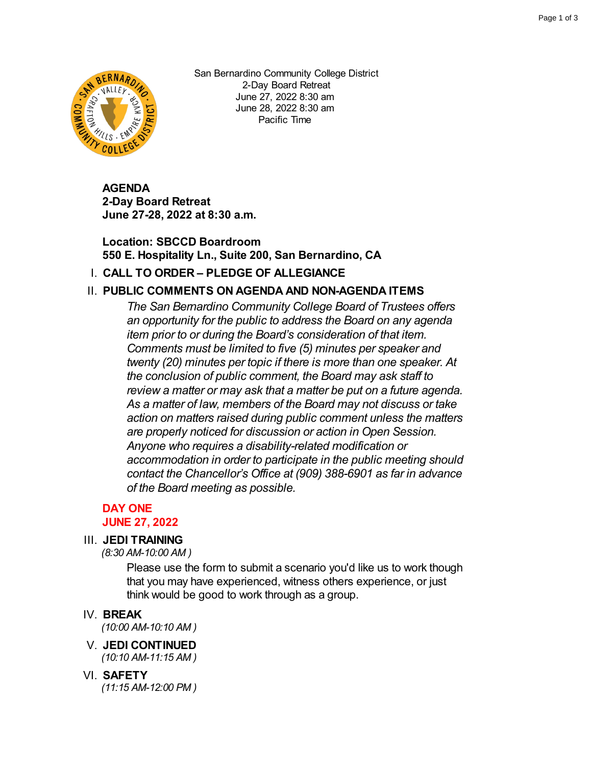San Bernardino Community College District
2-Day Board Retreat
June 27, 2022 8:30 am
June 28, 2022 8:30 am
Pacific Time

**AGENDA**
**2-Day Board Retreat**
**June 27-28, 2022 at 8:30 a.m.**

**Location: SBCCD Boardroom**
**550 E. Hospitality Ln., Suite 200, San Bernardino, CA**

## I. CALL TO ORDER – PLEDGE OF ALLEGIANCE

## II. PUBLIC COMMENTS ON AGENDA AND NON-AGENDA ITEMS

*The San Bernardino Community College Board of Trustees offers an opportunity for the public to address the Board on any agenda item prior to or during the Board's consideration of that item. Comments must be limited to five (5) minutes per speaker and twenty (20) minutes per topic if there is more than one speaker. At the conclusion of public comment, the Board may ask staff to review a matter or may ask that a matter be put on a future agenda. As a matter of law, members of the Board may not discuss or take action on matters raised during public comment unless the matters are properly noticed for discussion or action in Open Session. Anyone who requires a disability-related modification or accommodation in order to participate in the public meeting should contact the Chancellor's Office at (909) 388-6901 as far in advance of the Board meeting as possible.*

**DAY ONE**
**JUNE 27, 2022**

## III. JEDI TRAINING

*(8:30 AM-10:00 AM )*

Please use the form to submit a scenario you'd like us to work though that you may have experienced, witness others experience, or just think would be good to work through as a group.

## IV. BREAK

*(10:00 AM-10:10 AM )*

## V. JEDI CONTINUED

*(10:10 AM-11:15 AM )*

## VI. SAFETY

*(11:15 AM-12:00 PM )*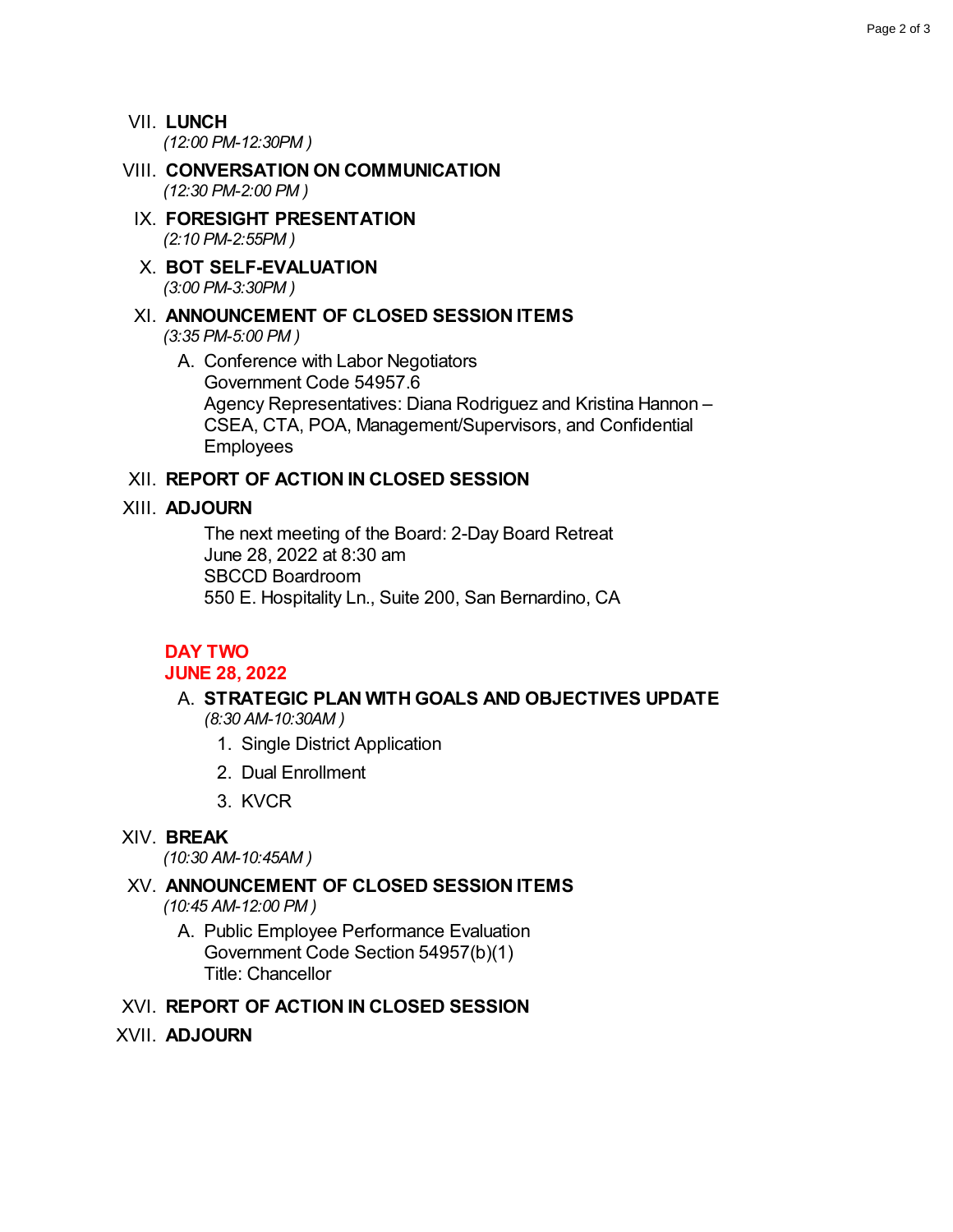VII. **LUNCH**
*(12:00 PM-12:30PM )*

VIII. **CONVERSATION ON COMMUNICATION**
*(12:30 PM-2:00 PM )*

IX. **FORESIGHT PRESENTATION**
*(2:10 PM-2:55PM )*

X. **BOT SELF-EVALUATION**
*(3:00 PM-3:30PM )*

XI. **ANNOUNCEMENT OF CLOSED SESSION ITEMS**
*(3:35 PM-5:00 PM )*

A. Conference with Labor Negotiators
Government Code 54957.6
Agency Representatives: Diana Rodriguez and Kristina Hannon – CSEA, CTA, POA, Management/Supervisors, and Confidential Employees

XII. **REPORT OF ACTION IN CLOSED SESSION**

XIII. **ADJOURN**

The next meeting of the Board: 2-Day Board Retreat
June 28, 2022 at 8:30 am
SBCCD Boardroom
550 E. Hospitality Ln., Suite 200, San Bernardino, CA

**DAY TWO**
**JUNE 28, 2022**

A. **STRATEGIC PLAN WITH GOALS AND OBJECTIVES UPDATE**
*(8:30 AM-10:30AM )*

1. Single District Application
2. Dual Enrollment
3. KVCR

XIV. **BREAK**
*(10:30 AM-10:45AM )*

XV. **ANNOUNCEMENT OF CLOSED SESSION ITEMS**
*(10:45 AM-12:00 PM )*

A. Public Employee Performance Evaluation
Government Code Section 54957(b)(1)
Title: Chancellor

XVI. **REPORT OF ACTION IN CLOSED SESSION**

XVII. **ADJOURN**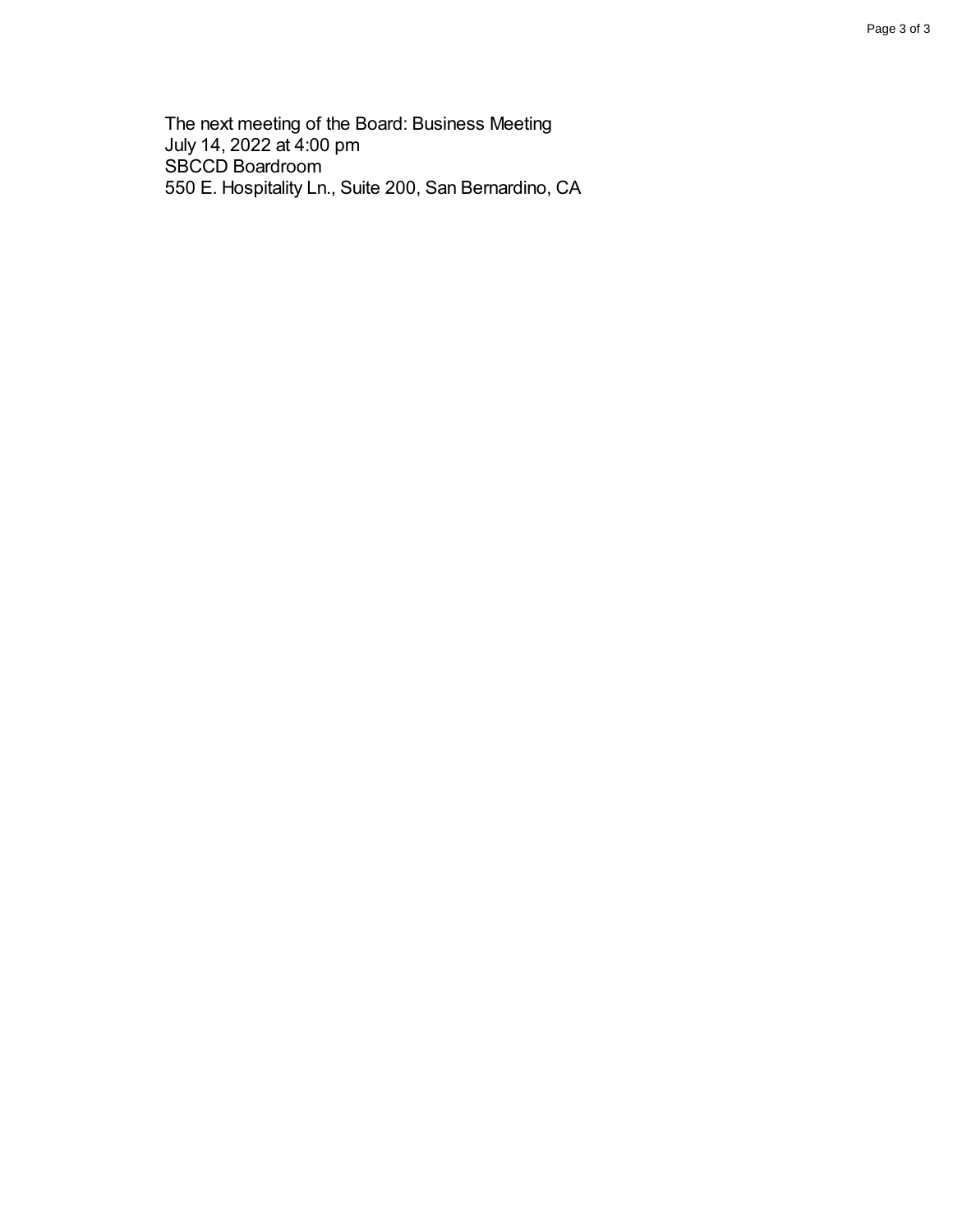The next meeting of the Board: Business Meeting
July 14, 2022 at 4:00 pm
SBCCD Boardroom
550 E. Hospitality Ln., Suite 200, San Bernardino, CA